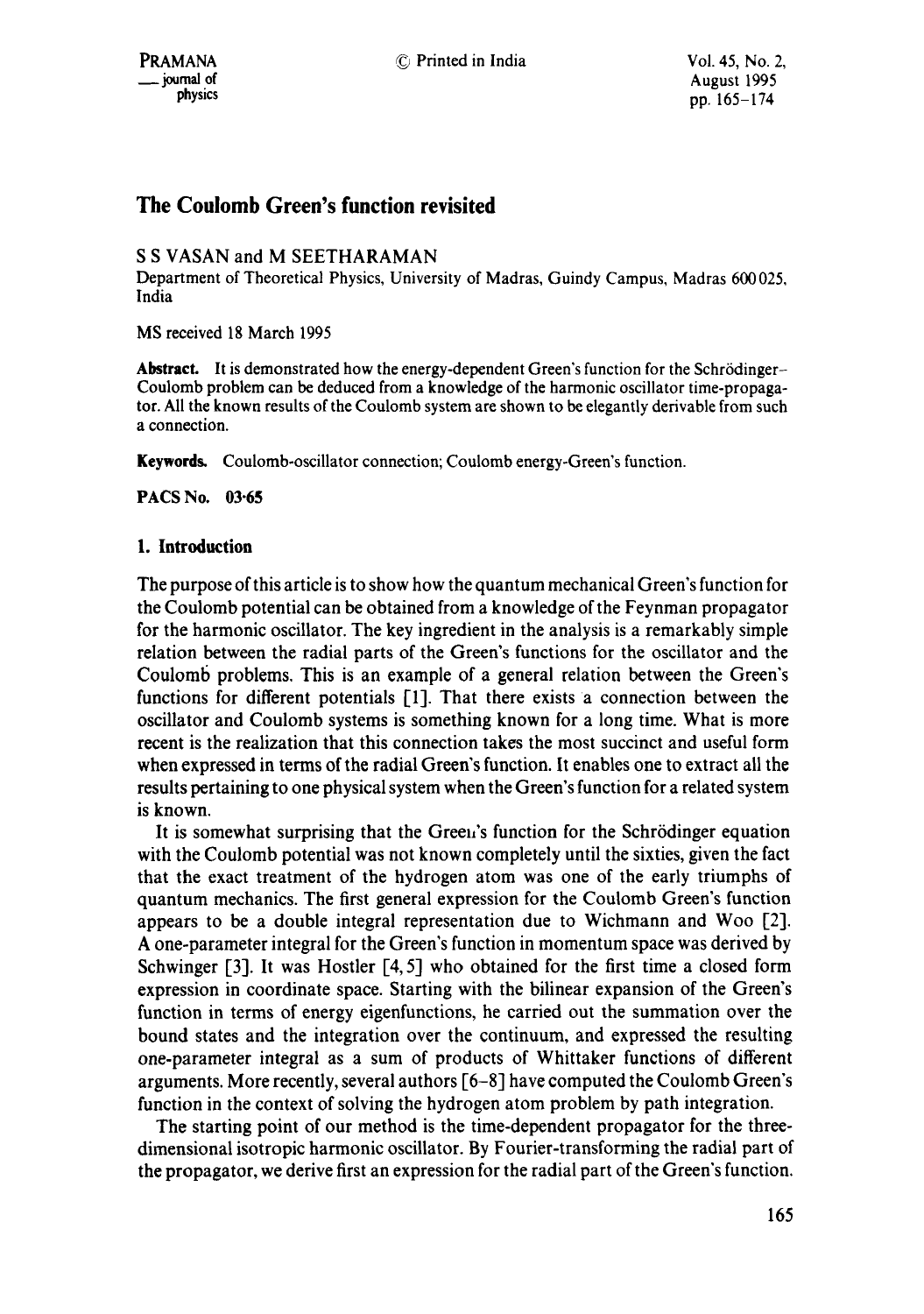# The Coulomb Green's function revisited

S S VASAN and M SEETHARAMAN

Department of Theoretical Physics, University of Madras, Guindy Campus, Madras 600 025, India

MS received 18 March 1995

**Abstract.** It is demonstrated how the energy-dependent Green's function for the Schrödinger–Coulomb problem can be deduced from a knowledge of the harmonic oscillator time-propagator. All the known results of the Coulomb system are shown to be elegantly derivable from such a connection.

**Keywords.** Coulomb-oscillator connection; Coulomb energy-Green's function.

**PACS No. 03·65**

## 1. Introduction

The purpose of this article is to show how the quantum mechanical Green's function for the Coulomb potential can be obtained from a knowledge of the Feynman propagator for the harmonic oscillator. The key ingredient in the analysis is a remarkably simple relation between the radial parts of the Green's functions for the oscillator and the Coulomb problems. This is an example of a general relation between the Green's functions for different potentials [1]. That there exists a connection between the oscillator and Coulomb systems is something known for a long time. What is more recent is the realization that this connection takes the most succinct and useful form when expressed in terms of the radial Green's function. It enables one to extract all the results pertaining to one physical system when the Green's function for a related system is known.

It is somewhat surprising that the Green's function for the Schrödinger equation with the Coulomb potential was not known completely until the sixties, given the fact that the exact treatment of the hydrogen atom was one of the early triumphs of quantum mechanics. The first general expression for the Coulomb Green's function appears to be a double integral representation due to Wichmann and Woo [2]. A one-parameter integral for the Green's function in momentum space was derived by Schwinger [3]. It was Hostler [4, 5] who obtained for the first time a closed form expression in coordinate space. Starting with the bilinear expansion of the Green's function in terms of energy eigenfunctions, he carried out the summation over the bound states and the integration over the continuum, and expressed the resulting one-parameter integral as a sum of products of Whittaker functions of different arguments. More recently, several authors [6–8] have computed the Coulomb Green's function in the context of solving the hydrogen atom problem by path integration.

The starting point of our method is the time-dependent propagator for the three-dimensional isotropic harmonic oscillator. By Fourier-transforming the radial part of the propagator, we derive first an expression for the radial part of the Green's function.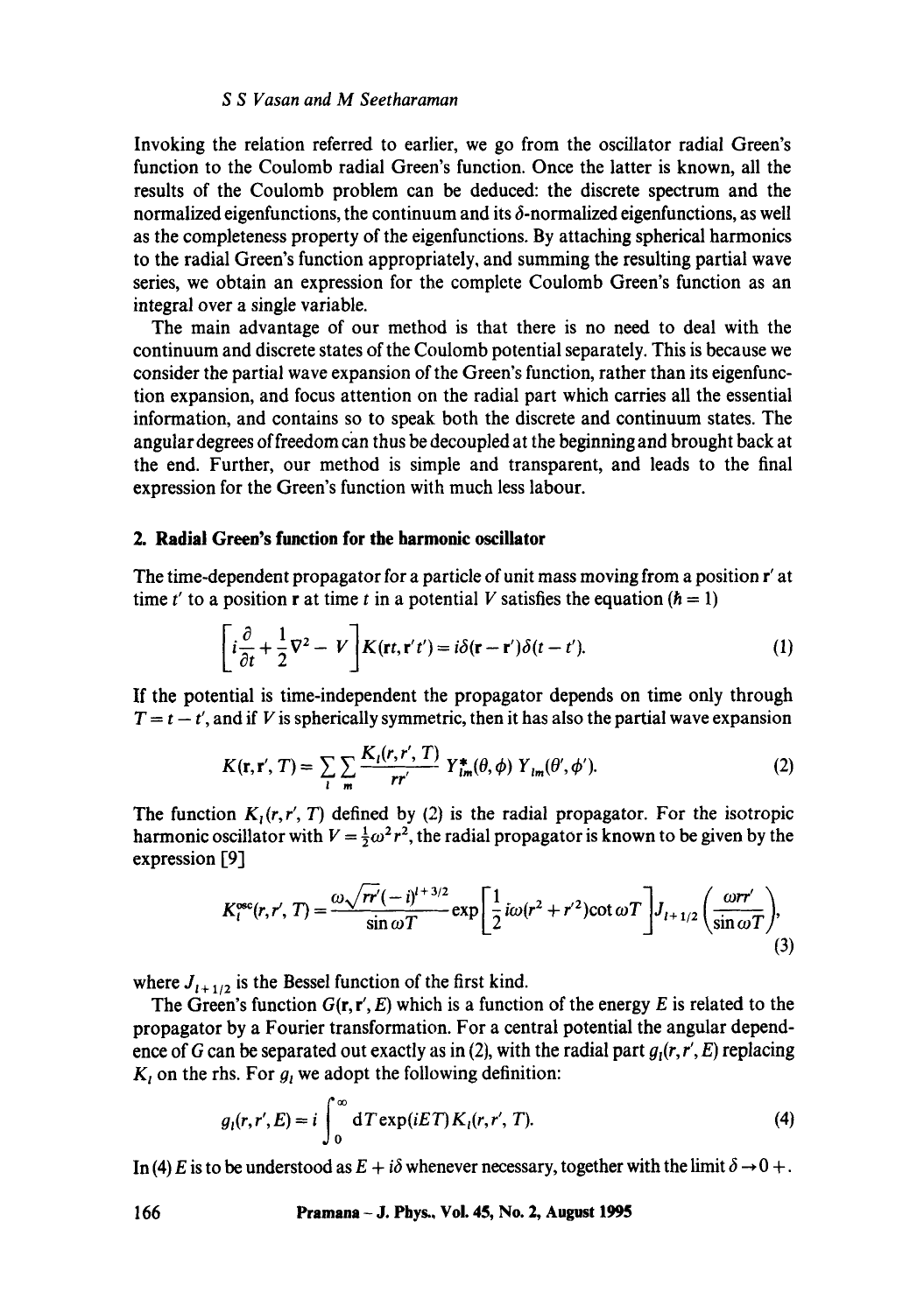Invoking the relation referred to earlier, we go from the oscillator radial Green's function to the Coulomb radial Green's function. Once the latter is known, all the results of the Coulomb problem can be deduced: the discrete spectrum and the normalized eigenfunctions, the continuum and its $\delta$-normalized eigenfunctions, as well as the completeness property of the eigenfunctions. By attaching spherical harmonics to the radial Green's function appropriately, and summing the resulting partial wave series, we obtain an expression for the complete Coulomb Green's function as an integral over a single variable.

The main advantage of our method is that there is no need to deal with the continuum and discrete states of the Coulomb potential separately. This is because we consider the partial wave expansion of the Green's function, rather than its eigenfunction expansion, and focus attention on the radial part which carries all the essential information, and contains so to speak both the discrete and continuum states. The angular degrees of freedom can thus be decoupled at the beginning and brought back at the end. Further, our method is simple and transparent, and leads to the final expression for the Green's function with much less labour.

## 2. Radial Green's function for the harmonic oscillator

The time-dependent propagator for a particle of unit mass moving from a position $\mathbf{r}'$ at time $t'$ to a position $\mathbf{r}$ at time $t$ in a potential $V$ satisfies the equation ($\hbar = 1$)

$$\left[i\frac{\partial}{\partial t} + \frac{1}{2}\nabla^2 - V\right]K(\mathbf{r}t, \mathbf{r}'t') = i\delta(\mathbf{r} - \mathbf{r}')\delta(t - t'). \tag{1}$$

If the potential is time-independent the propagator depends on time only through $T = t - t'$, and if $V$ is spherically symmetric, then it has also the partial wave expansion

$$K(\mathbf{r}, \mathbf{r}', T) = \sum_l \sum_m \frac{K_l(r, r', T)}{rr'} Y^*_{lm}(\theta, \phi)\, Y_{lm}(\theta', \phi'). \tag{2}$$

The function $K_l(r, r', T)$ defined by (2) is the radial propagator. For the isotropic harmonic oscillator with $V = \frac{1}{2}\omega^2 r^2$, the radial propagator is known to be given by the expression [9]

$$K_l^{\rm osc}(r, r', T) = \frac{\omega\sqrt{rr'}(-i)^{l+3/2}}{\sin\omega T}\exp\left[\frac{1}{2}i\omega(r^2 + r'^2)\cot\omega T\right]J_{l+1/2}\left(\frac{\omega rr'}{\sin\omega T}\right), \tag{3}$$

where $J_{l+1/2}$ is the Bessel function of the first kind.

The Green's function $G(\mathbf{r}, \mathbf{r}', E)$ which is a function of the energy $E$ is related to the propagator by a Fourier transformation. For a central potential the angular dependence of $G$ can be separated out exactly as in (2), with the radial part $g_l(r, r', E)$ replacing $K_l$ on the rhs. For $g_l$ we adopt the following definition:

$$g_l(r, r', E) = i\int_0^\infty \mathrm{d}T \exp(iET)\, K_l(r, r', T). \tag{4}$$

In (4) $E$ is to be understood as $E + i\delta$ whenever necessary, together with the limit $\delta \to 0+$.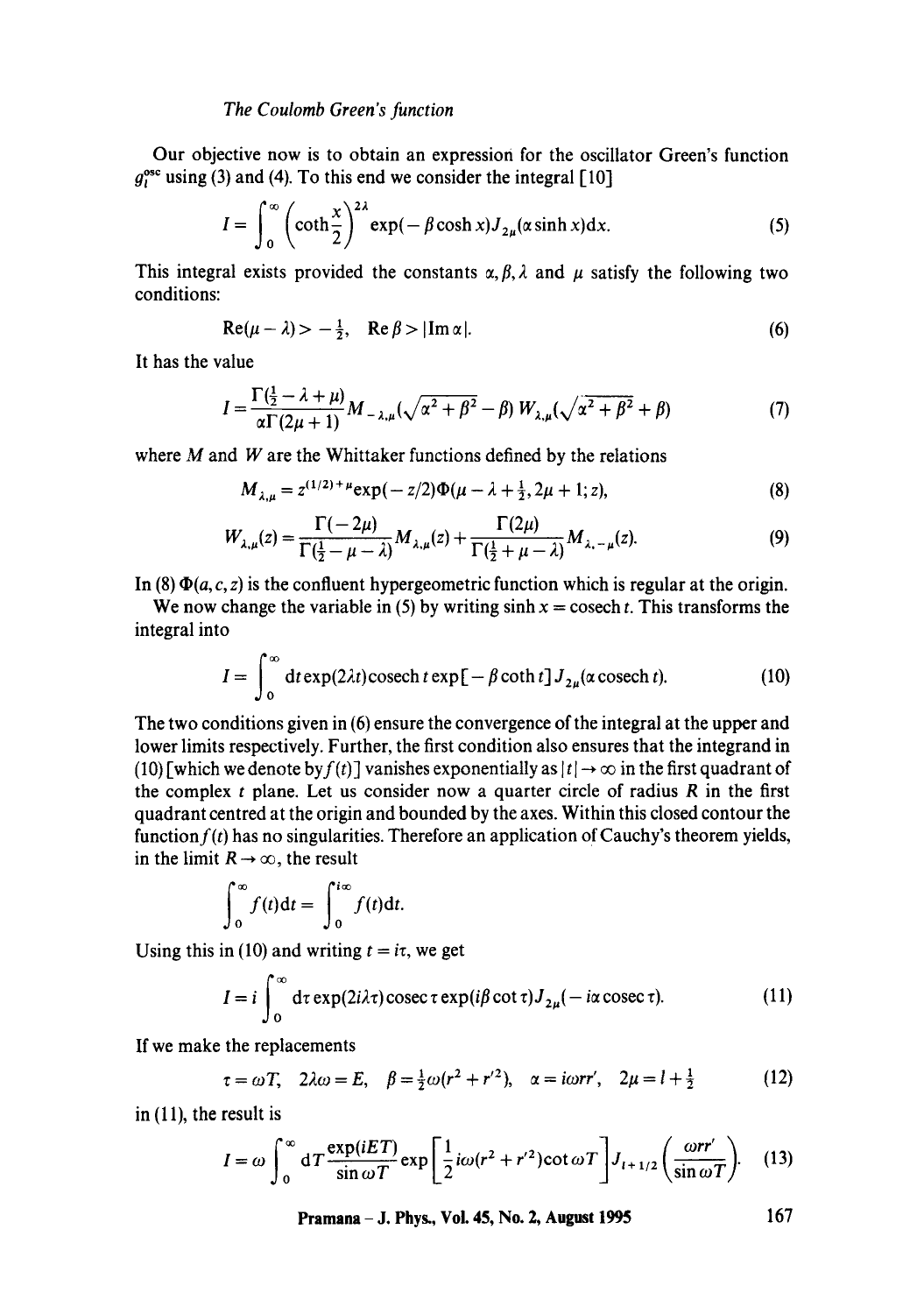Our objective now is to obtain an expression for the oscillator Green's function $g_l^{osc}$ using (3) and (4). To this end we consider the integral [10]

$$I = \int_0^\infty \left(\coth\frac{x}{2}\right)^{2\lambda} \exp(-\beta\cosh x) J_{2\mu}(\alpha\sinh x)\mathrm{d}x. \tag{5}$$

This integral exists provided the constants $\alpha, \beta, \lambda$ and $\mu$ satisfy the following two conditions:

$$\mathrm{Re}(\mu - \lambda) > -\tfrac{1}{2}, \quad \mathrm{Re}\,\beta > |\mathrm{Im}\,\alpha|. \tag{6}$$

It has the value

$$I = \frac{\Gamma(\frac{1}{2} - \lambda + \mu)}{\alpha\Gamma(2\mu + 1)} M_{-\lambda,\mu}(\sqrt{\alpha^2 + \beta^2} - \beta)\, W_{\lambda,\mu}(\sqrt{\alpha^2 + \beta^2} + \beta) \tag{7}$$

where $M$ and $W$ are the Whittaker functions defined by the relations

$$M_{\lambda,\mu} = z^{(1/2)+\mu}\exp(-z/2)\Phi(\mu - \lambda + \tfrac{1}{2}, 2\mu + 1; z), \tag{8}$$

$$W_{\lambda,\mu}(z) = \frac{\Gamma(-2\mu)}{\Gamma(\frac{1}{2} - \mu - \lambda)} M_{\lambda,\mu}(z) + \frac{\Gamma(2\mu)}{\Gamma(\frac{1}{2} + \mu - \lambda)} M_{\lambda,-\mu}(z). \tag{9}$$

In (8) $\Phi(a, c, z)$ is the confluent hypergeometric function which is regular at the origin.

We now change the variable in (5) by writing $\sinh x = \mathrm{cosech}\, t$. This transforms the integral into

$$I = \int_0^\infty \mathrm{d}t \exp(2\lambda t)\mathrm{cosech}\, t \exp[-\beta\coth t] J_{2\mu}(\alpha\,\mathrm{cosech}\, t). \tag{10}$$

The two conditions given in (6) ensure the convergence of the integral at the upper and lower limits respectively. Further, the first condition also ensures that the integrand in (10) [which we denote by $f(t)$] vanishes exponentially as $|t| \to \infty$ in the first quadrant of the complex $t$ plane. Let us consider now a quarter circle of radius $R$ in the first quadrant centred at the origin and bounded by the axes. Within this closed contour the function $f(t)$ has no singularities. Therefore an application of Cauchy's theorem yields, in the limit $R \to \infty$, the result

$$\int_0^\infty f(t)\mathrm{d}t = \int_0^{i\infty} f(t)\mathrm{d}t.$$

Using this in (10) and writing $t = i\tau$, we get

$$I = i\int_0^\infty \mathrm{d}\tau \exp(2i\lambda\tau)\mathrm{cosec}\,\tau \exp(i\beta\cot\tau) J_{2\mu}(-i\alpha\,\mathrm{cosec}\,\tau). \tag{11}$$

If we make the replacements

$$\tau = \omega T, \quad 2\lambda\omega = E, \quad \beta = \tfrac{1}{2}\omega(r^2 + r'^2), \quad \alpha = i\omega r r', \quad 2\mu = l + \tfrac{1}{2} \tag{12}$$

in (11), the result is

$$I = \omega\int_0^\infty \mathrm{d}T \frac{\exp(iET)}{\sin\omega T} \exp\left[\frac{1}{2} i\omega(r^2 + r'^2)\cot\omega T\right] J_{l+1/2}\left(\frac{\omega r r'}{\sin\omega T}\right). \tag{13}$$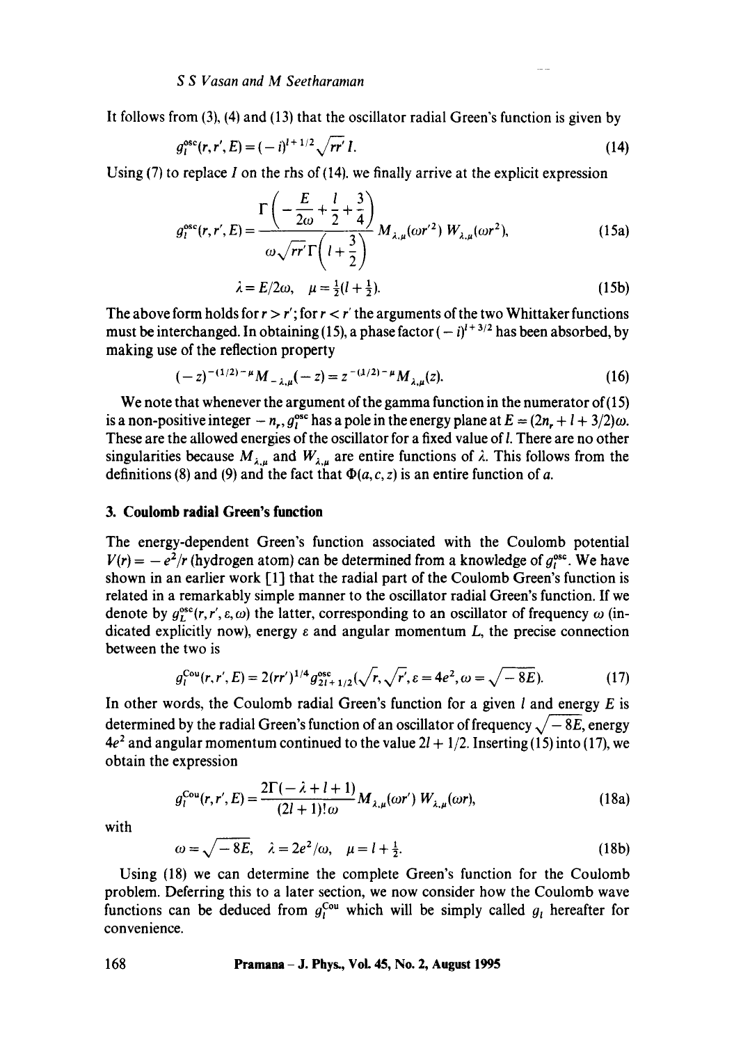It follows from (3), (4) and (13) that the oscillator radial Green's function is given by

$$g_l^{\text{osc}}(r, r', E) = (-i)^{l+1/2}\sqrt{rr'}\, I. \tag{14}$$

Using (7) to replace $I$ on the rhs of (14). we finally arrive at the explicit expression

$$g_l^{\text{osc}}(r, r', E) = \frac{\Gamma\left(-\dfrac{E}{2\omega} + \dfrac{l}{2} + \dfrac{3}{4}\right)}{\omega\sqrt{rr'}\,\Gamma\left(l + \dfrac{3}{2}\right)} M_{\lambda,\mu}(\omega r'^2)\, W_{\lambda,\mu}(\omega r^2), \tag{15a}$$

$$\lambda = E/2\omega, \quad \mu = \tfrac{1}{2}(l + \tfrac{1}{2}). \tag{15b}$$

The above form holds for $r > r'$; for $r < r'$ the arguments of the two Whittaker functions must be interchanged. In obtaining (15), a phase factor $(-i)^{l+3/2}$ has been absorbed, by making use of the reflection property

$$(-z)^{-(1/2)-\mu} M_{-\lambda,\mu}(-z) = z^{-(1/2)-\mu} M_{\lambda,\mu}(z). \tag{16}$$

We note that whenever the argument of the gamma function in the numerator of (15) is a non-positive integer $-n_r$, $g_l^{\text{osc}}$ has a pole in the energy plane at $E = (2n_r + l + 3/2)\omega$. These are the allowed energies of the oscillator for a fixed value of $l$. There are no other singularities because $M_{\lambda,\mu}$ and $W_{\lambda,\mu}$ are entire functions of $\lambda$. This follows from the definitions (8) and (9) and the fact that $\Phi(a, c, z)$ is an entire function of $a$.

## 3. Coulomb radial Green's function

The energy-dependent Green's function associated with the Coulomb potential $V(r) = -e^2/r$ (hydrogen atom) can be determined from a knowledge of $g_l^{\text{osc}}$. We have shown in an earlier work [1] that the radial part of the Coulomb Green's function is related in a remarkably simple manner to the oscillator radial Green's function. If we denote by $g_L^{\text{osc}}(r, r', \varepsilon, \omega)$ the latter, corresponding to an oscillator of frequency $\omega$ (indicated explicitly now), energy $\varepsilon$ and angular momentum $L$, the precise connection between the two is

$$g_l^{\text{Cou}}(r, r', E) = 2(rr')^{1/4} g_{2l+1/2}^{\text{osc}}(\sqrt{r}, \sqrt{r'}, \varepsilon = 4e^2, \omega = \sqrt{-8E}). \tag{17}$$

In other words, the Coulomb radial Green's function for a given $l$ and energy $E$ is determined by the radial Green's function of an oscillator of frequency $\sqrt{-8E}$, energy $4e^2$ and angular momentum continued to the value $2l + 1/2$. Inserting (15) into (17), we obtain the expression

$$g_l^{\text{Cou}}(r, r', E) = \frac{2\Gamma(-\lambda + l + 1)}{(2l+1)!\,\omega} M_{\lambda,\mu}(\omega r')\, W_{\lambda,\mu}(\omega r), \tag{18a}$$

with

$$\omega = \sqrt{-8E}, \quad \lambda = 2e^2/\omega, \quad \mu = l + \tfrac{1}{2}. \tag{18b}$$

Using (18) we can determine the complete Green's function for the Coulomb problem. Deferring this to a later section, we now consider how the Coulomb wave functions can be deduced from $g_l^{\text{Cou}}$ which will be simply called $g_l$ hereafter for convenience.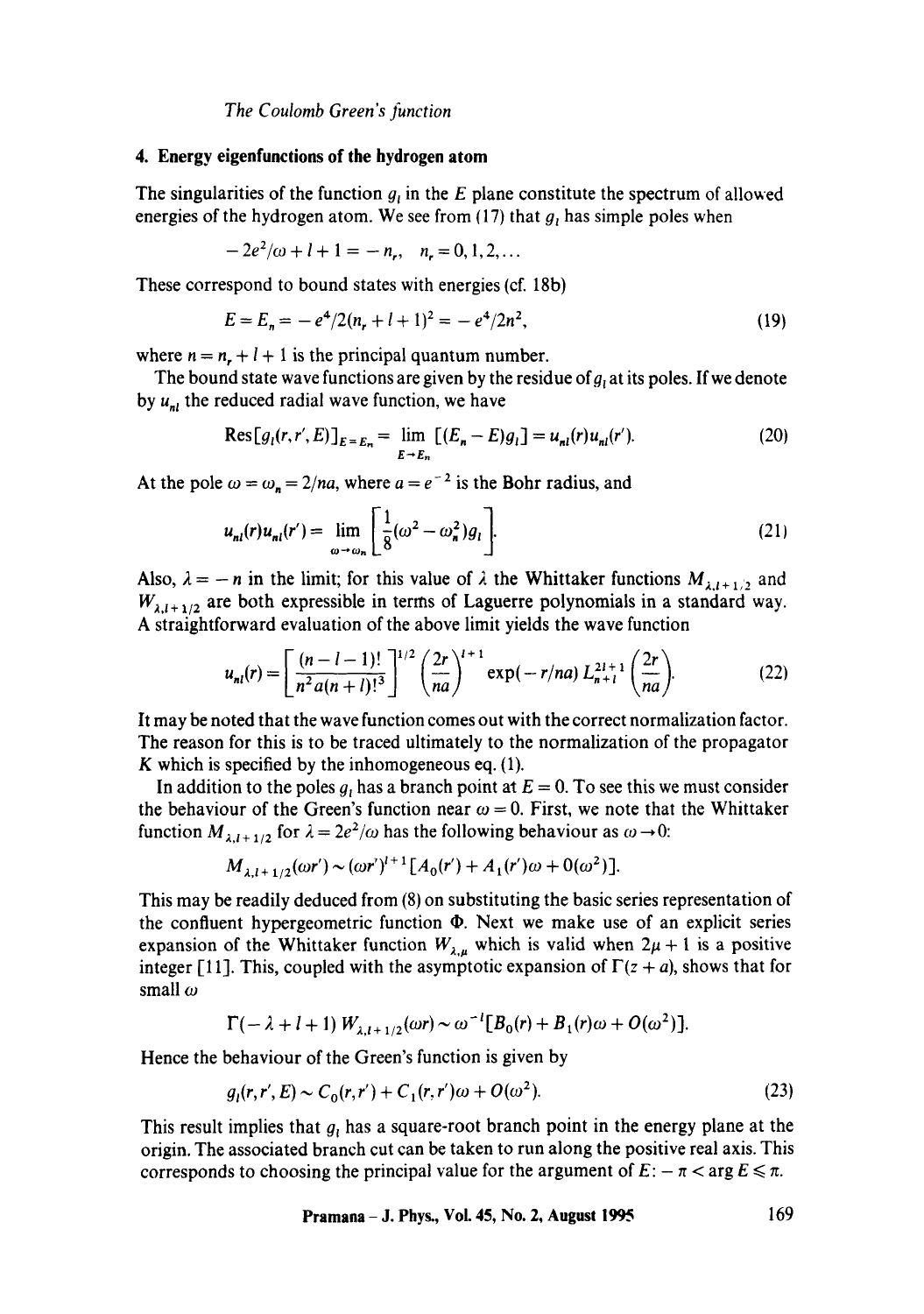## 4. Energy eigenfunctions of the hydrogen atom

The singularities of the function $g_l$ in the $E$ plane constitute the spectrum of allowed energies of the hydrogen atom. We see from (17) that $g_l$ has simple poles when

$$-2e^2/\omega + l + 1 = -n_r, \quad n_r = 0, 1, 2, \ldots$$

These correspond to bound states with energies (cf. 18b)

$$E = E_n = -e^4/2(n_r + l + 1)^2 = -e^4/2n^2, \tag{19}$$

where $n = n_r + l + 1$ is the principal quantum number.

The bound state wave functions are given by the residue of $g_l$ at its poles. If we denote by $u_{nl}$ the reduced radial wave function, we have

$$\text{Res}[g_l(r, r', E)]_{E = E_n} = \lim_{E \to E_n} [(E_n - E) g_l] = u_{nl}(r) u_{nl}(r'). \tag{20}$$

At the pole $\omega = \omega_n = 2/na$, where $a = e^{-2}$ is the Bohr radius, and

$$u_{nl}(r) u_{nl}(r') = \lim_{\omega \to \omega_n} \left[ \frac{1}{8} (\omega^2 - \omega_n^2) g_l \right]. \tag{21}$$

Also, $\lambda = -n$ in the limit; for this value of $\lambda$ the Whittaker functions $M_{\lambda, l+1/2}$ and $W_{\lambda, l+1/2}$ are both expressible in terms of Laguerre polynomials in a standard way. A straightforward evaluation of the above limit yields the wave function

$$u_{nl}(r) = \left[ \frac{(n - l - 1)!}{n^2 a (n + l)!^3} \right]^{1/2} \left( \frac{2r}{na} \right)^{l+1} \exp(-r/na) \, L_{n+l}^{2l+1} \left( \frac{2r}{na} \right). \tag{22}$$

It may be noted that the wave function comes out with the correct normalization factor. The reason for this is to be traced ultimately to the normalization of the propagator $K$ which is specified by the inhomogeneous eq. (1).

In addition to the poles $g_l$ has a branch point at $E = 0$. To see this we must consider the behaviour of the Green's function near $\omega = 0$. First, we note that the Whittaker function $M_{\lambda, l+1/2}$ for $\lambda = 2e^2/\omega$ has the following behaviour as $\omega \to 0$:

$$M_{\lambda, l+1/2}(\omega r') \sim (\omega r')^{l+1} [A_0(r') + A_1(r')\omega + 0(\omega^2)].$$

This may be readily deduced from (8) on substituting the basic series representation of the confluent hypergeometric function $\Phi$. Next we make use of an explicit series expansion of the Whittaker function $W_{\lambda, \mu}$ which is valid when $2\mu + 1$ is a positive integer [11]. This, coupled with the asymptotic expansion of $\Gamma(z + a)$, shows that for small $\omega$

$$\Gamma(-\lambda + l + 1) \, W_{\lambda, l+1/2}(\omega r) \sim \omega^{-l} [B_0(r) + B_1(r)\omega + O(\omega^2)].$$

Hence the behaviour of the Green's function is given by

$$g_l(r, r', E) \sim C_0(r, r') + C_1(r, r')\omega + O(\omega^2). \tag{23}$$

This result implies that $g_l$ has a square-root branch point in the energy plane at the origin. The associated branch cut can be taken to run along the positive real axis. This corresponds to choosing the principal value for the argument of $E$: $-\pi < \arg E \leqslant \pi$.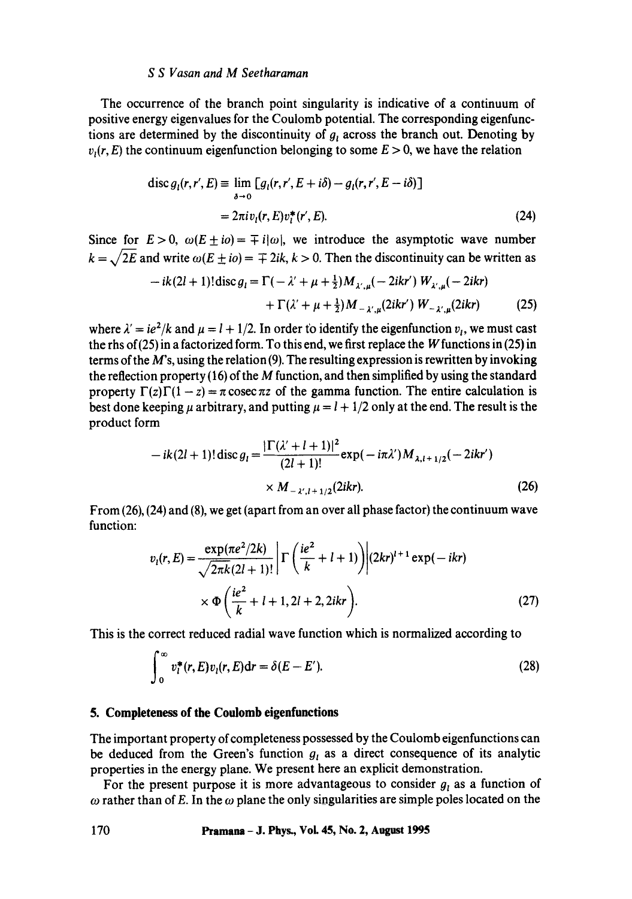The occurrence of the branch point singularity is indicative of a continuum of positive energy eigenvalues for the Coulomb potential. The corresponding eigenfunctions are determined by the discontinuity of $g_l$ across the branch out. Denoting by $v_l(r, E)$ the continuum eigenfunction belonging to some $E > 0$, we have the relation

$$\begin{aligned} \operatorname{disc} g_l(r, r', E) &\equiv \lim_{\delta \to 0} [g_l(r, r', E + i\delta) - g_l(r, r', E - i\delta)] \\ &= 2\pi i v_l(r, E) v_l^*(r', E). \end{aligned} \tag{24}$$

Since for $E > 0$, $\omega(E \pm io) = \mp i|\omega|$, we introduce the asymptotic wave number $k = \sqrt{2E}$ and write $\omega(E \pm io) = \mp 2ik$, $k > 0$. Then the discontinuity can be written as

$$\begin{aligned} -ik(2l+1)! \operatorname{disc} g_l &= \Gamma(-\lambda' + \mu + \tfrac{1}{2}) M_{\lambda',\mu}(-2ikr')\, W_{\lambda',\mu}(-2ikr) \\ &\quad + \Gamma(\lambda' + \mu + \tfrac{1}{2}) M_{-\lambda',\mu}(2ikr')\, W_{-\lambda',\mu}(2ikr) \end{aligned} \tag{25}$$

where $\lambda' = ie^2/k$ and $\mu = l + 1/2$. In order to identify the eigenfunction $v_l$, we must cast the rhs of (25) in a factorized form. To this end, we first replace the $W$ functions in (25) in terms of the $M$'s, using the relation (9). The resulting expression is rewritten by invoking the reflection property (16) of the $M$ function, and then simplified by using the standard property $\Gamma(z)\Gamma(1-z) = \pi \operatorname{cosec} \pi z$ of the gamma function. The entire calculation is best done keeping $\mu$ arbitrary, and putting $\mu = l + 1/2$ only at the end. The result is the product form

$$\begin{aligned} -ik(2l+1)! \operatorname{disc} g_l &= \frac{|\Gamma(\lambda' + l + 1)|^2}{(2l+1)!} \exp(-i\pi\lambda') M_{\lambda, l+1/2}(-2ikr') \\ &\quad \times M_{-\lambda', l+1/2}(2ikr). \end{aligned} \tag{26}$$

From (26), (24) and (8), we get (apart from an over all phase factor) the continuum wave function:

$$\begin{aligned} v_l(r, E) &= \frac{\exp(\pi e^2/2k)}{\sqrt{2\pi k}(2l+1)!} \left| \Gamma\left(\frac{ie^2}{k} + l + 1\right) \right| (2kr)^{l+1} \exp(-ikr) \\ &\quad \times \Phi\left(\frac{ie^2}{k} + l + 1, 2l + 2, 2ikr\right). \end{aligned} \tag{27}$$

This is the correct reduced radial wave function which is normalized according to

$$\int_0^\infty v_l^*(r, E) v_l(r, E) \mathrm{d}r = \delta(E - E'). \tag{28}$$

## 5. Completeness of the Coulomb eigenfunctions

The important property of completeness possessed by the Coulomb eigenfunctions can be deduced from the Green's function $g_l$ as a direct consequence of its analytic properties in the energy plane. We present here an explicit demonstration.

For the present purpose it is more advantageous to consider $g_l$ as a function of $\omega$ rather than of $E$. In the $\omega$ plane the only singularities are simple poles located on the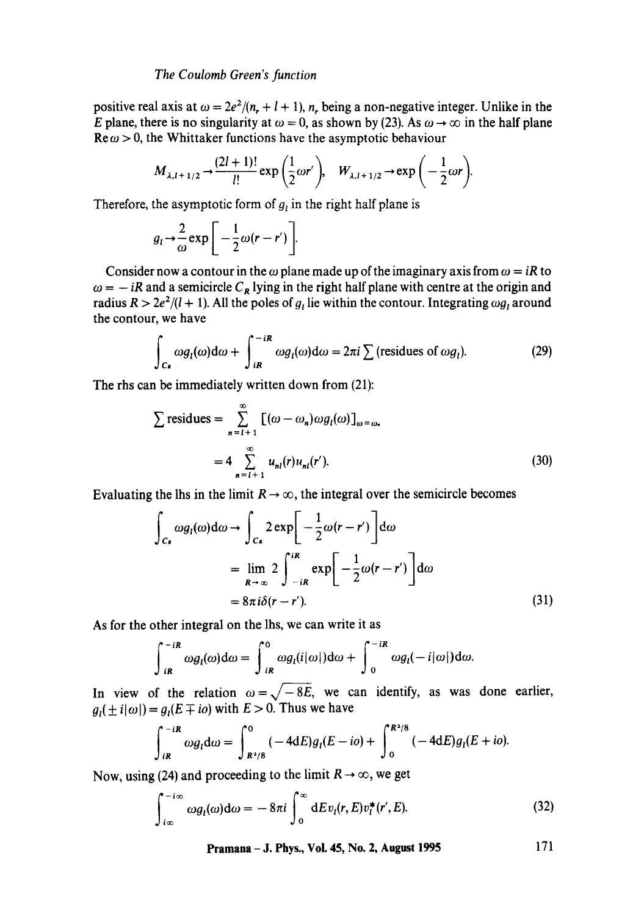positive real axis at $\omega = 2e^2/(n_r + l + 1)$, $n_r$ being a non-negative integer. Unlike in the $E$ plane, there is no singularity at $\omega = 0$, as shown by (23). As $\omega \to \infty$ in the half plane $\mathrm{Re}\,\omega > 0$, the Whittaker functions have the asymptotic behaviour

$$M_{\lambda,l+1/2} \to \frac{(2l+1)!}{l!} \exp\left(\frac{1}{2}\omega r'\right), \quad W_{\lambda,l+1/2} \to \exp\left(-\frac{1}{2}\omega r\right).$$

Therefore, the asymptotic form of $g_l$ in the right half plane is

$$g_l \to \frac{2}{\omega} \exp\left[-\frac{1}{2}\omega(r - r')\right].$$

Consider now a contour in the $\omega$ plane made up of the imaginary axis from $\omega = iR$ to $\omega = -iR$ and a semicircle $C_R$ lying in the right half plane with centre at the origin and radius $R > 2e^2/(l+1)$. All the poles of $g_l$ lie within the contour. Integrating $\omega g_l$ around the contour, we have

$$\int_{C_R} \omega g_l(\omega) \mathrm{d}\omega + \int_{iR}^{-iR} \omega g_l(\omega) \mathrm{d}\omega = 2\pi i \sum (\text{residues of } \omega g_l). \tag{29}$$

The rhs can be immediately written down from (21):

$$\begin{aligned}
\sum \text{residues} &= \sum_{n=l+1}^{\infty} [(\omega - \omega_n)\omega g_l(\omega)]_{\omega = \omega_n} \\
&= 4 \sum_{n=l+1}^{\infty} u_{nl}(r) u_{nl}(r').
\end{aligned} \tag{30}$$

Evaluating the lhs in the limit $R \to \infty$, the integral over the semicircle becomes

$$\begin{aligned}
\int_{C_R} \omega g_l(\omega) \mathrm{d}\omega &\to \int_{C_R} 2 \exp\left[-\frac{1}{2}\omega(r - r')\right] \mathrm{d}\omega \\
&= \lim_{R \to \infty} 2 \int_{-iR}^{iR} \exp\left[-\frac{1}{2}\omega(r - r')\right] \mathrm{d}\omega \\
&= 8\pi i \delta(r - r').
\end{aligned} \tag{31}$$

As for the other integral on the lhs, we can write it as

$$\int_{iR}^{-iR} \omega g_l(\omega) \mathrm{d}\omega = \int_{iR}^{0} \omega g_l(i|\omega|) \mathrm{d}\omega + \int_{0}^{-iR} \omega g_l(-i|\omega|) \mathrm{d}\omega.$$

In view of the relation $\omega = \sqrt{-8E}$, we can identify, as was done earlier, $g_l(\pm i|\omega|) = g_l(E \mp io)$ with $E > 0$. Thus we have

$$\int_{iR}^{-iR} \omega g_l \mathrm{d}\omega = \int_{R^2/8}^{0} (-4\mathrm{d}E) g_l(E - io) + \int_{0}^{R^2/8} (-4\mathrm{d}E) g_l(E + io).$$

Now, using (24) and proceeding to the limit $R \to \infty$, we get

$$\int_{i\infty}^{-i\infty} \omega g_l(\omega) \mathrm{d}\omega = -8\pi i \int_0^\infty \mathrm{d}E\, v_l(r, E) v_l^*(r', E). \tag{32}$$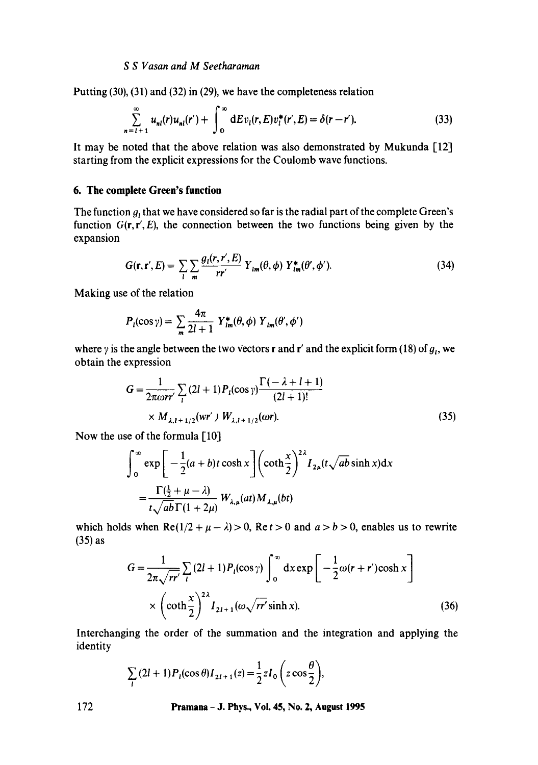Putting (30), (31) and (32) in (29), we have the completeness relation

$$\sum_{n=l+1}^{\infty} u_{nl}(r) u_{nl}(r') + \int_0^{\infty} \mathrm{d}E\, v_l(r,E) v_l^*(r',E) = \delta(r - r'). \tag{33}$$

It may be noted that the above relation was also demonstrated by Mukunda [12] starting from the explicit expressions for the Coulomb wave functions.

## 6. The complete Green's function

The function $g_l$ that we have considered so far is the radial part of the complete Green's function $G(\mathbf{r}, \mathbf{r}', E)$, the connection between the two functions being given by the expansion

$$G(\mathbf{r}, \mathbf{r}', E) = \sum_l \sum_m \frac{g_l(r, r', E)}{rr'} Y_{lm}(\theta, \phi)\, Y_{lm}^*(\theta', \phi'). \tag{34}$$

Making use of the relation

$$P_l(\cos\gamma) = \sum_m \frac{4\pi}{2l+1} Y_{lm}^*(\theta, \phi)\, Y_{lm}(\theta', \phi')$$

where $\gamma$ is the angle between the two vectors $\mathbf{r}$ and $\mathbf{r}'$ and the explicit form (18) of $g_l$, we obtain the expression

$$G = \frac{1}{2\pi\omega rr'} \sum_l (2l+1) P_l(\cos\gamma) \frac{\Gamma(-\lambda + l + 1)}{(2l+1)!} \times M_{\lambda, l+1/2}(wr')\, W_{\lambda, l+1/2}(\omega r). \tag{35}$$

Now the use of the formula [10]

$$\int_0^{\infty} \exp\left[-\frac{1}{2}(a+b)t\cosh x\right] \left(\coth\frac{x}{2}\right)^{2\lambda} I_{2\mu}(t\sqrt{ab}\sinh x)\mathrm{d}x = \frac{\Gamma(\frac{1}{2} + \mu - \lambda)}{t\sqrt{ab}\,\Gamma(1+2\mu)} W_{\lambda,\mu}(at) M_{\lambda,\mu}(bt)$$

which holds when $\mathrm{Re}(1/2 + \mu - \lambda) > 0$, $\mathrm{Re}\, t > 0$ and $a > b > 0$, enables us to rewrite (35) as

$$G = \frac{1}{2\pi\sqrt{rr'}} \sum_l (2l+1) P_l(\cos\gamma) \int_0^{\infty} \mathrm{d}x \exp\left[-\frac{1}{2}\omega(r+r')\cosh x\right] \times \left(\coth\frac{x}{2}\right)^{2\lambda} I_{2l+1}(\omega\sqrt{rr'}\sinh x). \tag{36}$$

Interchanging the order of the summation and the integration and applying the identity

$$\sum_l (2l+1) P_l(\cos\theta) I_{2l+1}(z) = \frac{1}{2} z I_0\left(z\cos\frac{\theta}{2}\right),$$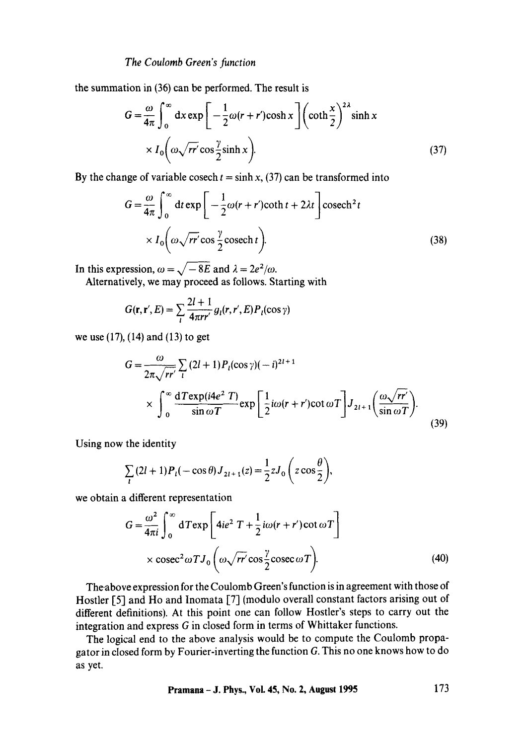the summation in (36) can be performed. The result is

$$G = \frac{\omega}{4\pi} \int_0^\infty \mathrm{d}x \exp\left[-\frac{1}{2}\omega(r+r')\cosh x\right]\left(\coth\frac{x}{2}\right)^{2\lambda} \sinh x$$
$$\times I_0\left(\omega\sqrt{rr'}\cos\frac{\gamma}{2}\sinh x\right). \tag{37}$$

By the change of variable $\mathrm{cosech}\, t = \sinh x$, (37) can be transformed into

$$G = \frac{\omega}{4\pi} \int_0^\infty \mathrm{d}t \exp\left[-\frac{1}{2}\omega(r+r')\coth t + 2\lambda t\right]\mathrm{cosech}^2 t$$
$$\times I_0\left(\omega\sqrt{rr'}\cos\frac{\gamma}{2}\mathrm{cosech}\, t\right). \tag{38}$$

In this expression, $\omega = \sqrt{-8E}$ and $\lambda = 2e^2/\omega$.

Alternatively, we may proceed as follows. Starting with

$$G(\mathbf{r}, \mathbf{r}', E) = \sum_l \frac{2l+1}{4\pi rr'} g_l(r, r', E) P_l(\cos\gamma)$$

we use (17), (14) and (13) to get

$$G = \frac{\omega}{2\pi\sqrt{rr'}} \sum_l (2l+1) P_l(\cos\gamma)(-i)^{2l+1}$$
$$\times \int_0^\infty \frac{\mathrm{d}T \exp(i4e^2 T)}{\sin\omega T} \exp\left[\frac{1}{2} i\omega(r+r')\cot\omega T\right] J_{2l+1}\left(\frac{\omega\sqrt{rr'}}{\sin\omega T}\right). \tag{39}$$

Using now the identity

$$\sum_l (2l+1) P_l(-\cos\theta) J_{2l+1}(z) = \frac{1}{2} z J_0\left(z\cos\frac{\theta}{2}\right),$$

we obtain a different representation

$$G = \frac{\omega^2}{4\pi i} \int_0^\infty \mathrm{d}T \exp\left[4ie^2 T + \frac{1}{2} i\omega(r+r')\cot\omega T\right]$$
$$\times \mathrm{cosec}^2\omega T J_0\left(\omega\sqrt{rr'}\cos\frac{\gamma}{2}\mathrm{cosec}\,\omega T\right). \tag{40}$$

The above expression for the Coulomb Green's function is in agreement with those of Hostler [5] and Ho and Inomata [7] (modulo overall constant factors arising out of different definitions). At this point one can follow Hostler's steps to carry out the integration and express $G$ in closed form in terms of Whittaker functions.

The logical end to the above analysis would be to compute the Coulomb propagator in closed form by Fourier-inverting the function $G$. This no one knows how to do as yet.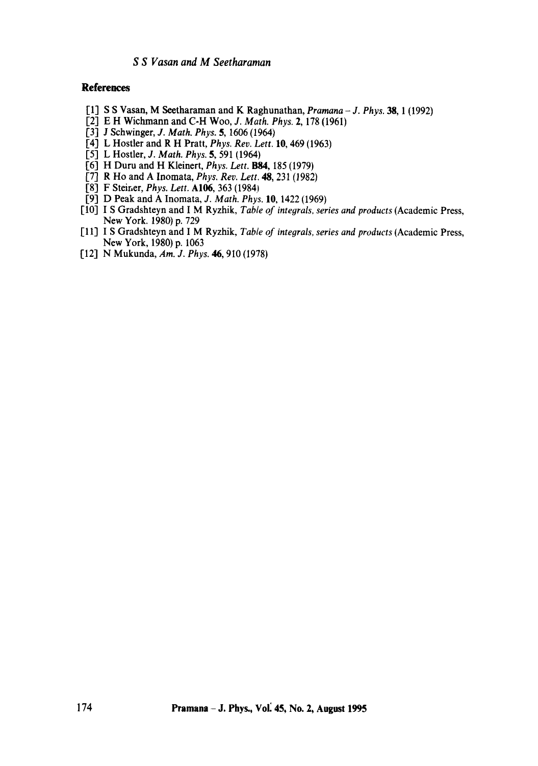## References

[1] S S Vasan, M Seetharaman and K Raghunathan, *Pramana – J. Phys.* **38**, 1 (1992)
[2] E H Wichmann and C-H Woo, *J. Math. Phys.* **2**, 178 (1961)
[3] J Schwinger, *J. Math. Phys.* **5**, 1606 (1964)
[4] L Hostler and R H Pratt, *Phys. Rev. Lett.* **10**, 469 (1963)
[5] L Hostler, *J. Math. Phys.* **5**, 591 (1964)
[6] H Duru and H Kleinert, *Phys. Lett.* **B84**, 185 (1979)
[7] R Ho and A Inomata, *Phys. Rev. Lett.* **48**, 231 (1982)
[8] F Steiner, *Phys. Lett.* **A106**, 363 (1984)
[9] D Peak and A Inomata, *J. Math. Phys.* **10**, 1422 (1969)
[10] I S Gradshteyn and I M Ryzhik, *Table of integrals, series and products* (Academic Press, New York. 1980) p. 729
[11] I S Gradshteyn and I M Ryzhik, *Table of integrals, series and products* (Academic Press, New York, 1980) p. 1063
[12] N Mukunda, *Am. J. Phys.* **46**, 910 (1978)